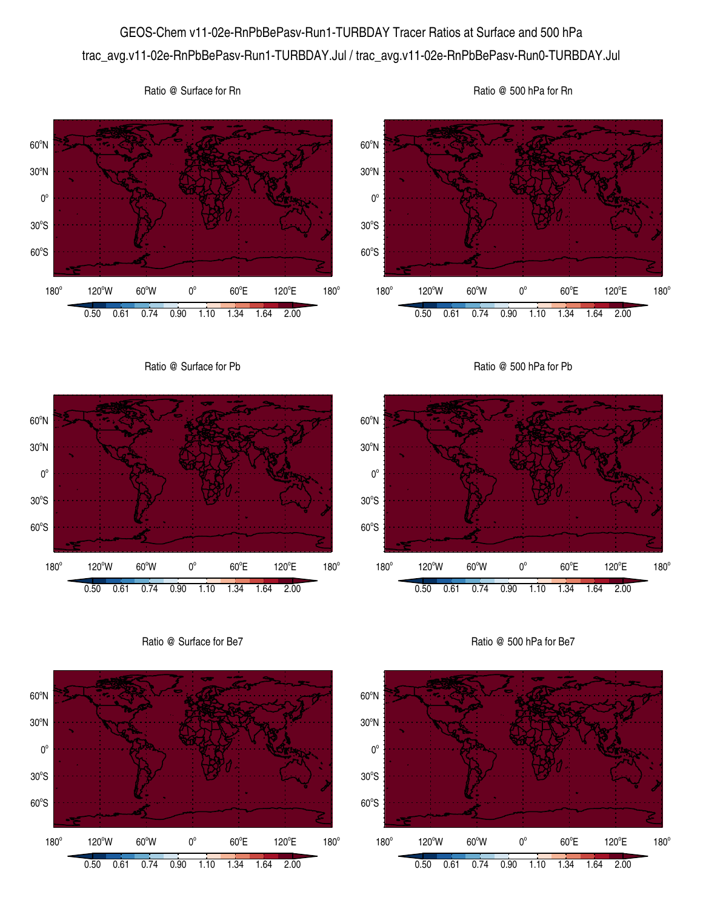GEOS-Chem v11-02e-RnPbBePasv-Run1-TURBDAY Tracer Ratios at Surface and 500 hPa

trac_avg.v11-02e-RnPbBePasv-Run1-TURBDAY.Jul / trac_avg.v11-02e-RnPbBePasv-Run0-TURBDAY.Jul

Ratio @ Surface for Rn

Ratio @ 500 hPa for Rn

Ratio @ Surface for Pb

Ratio @ 500 hPa for Pb

Ratio @ Surface for Be7

Ratio @ 500 hPa for Be7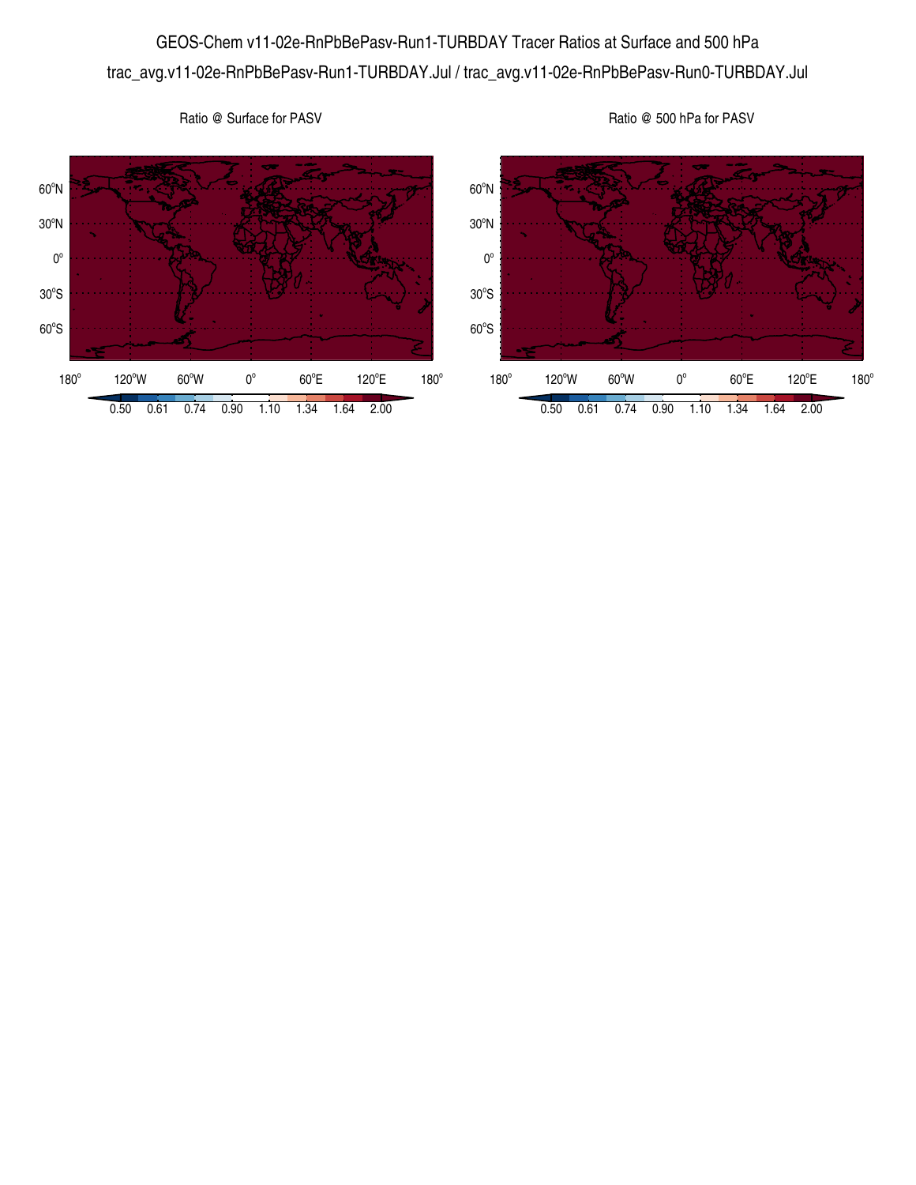GEOS-Chem v11-02e-RnPbBePasv-Run1-TURBDAY Tracer Ratios at Surface and 500 hPa

trac_avg.v11-02e-RnPbBePasv-Run1-TURBDAY.Jul / trac_avg.v11-02e-RnPbBePasv-Run0-TURBDAY.Jul

Ratio @ Surface for PASV

60°N
30°N
0°
30°S
60°S

180° 120°W 60°W 0° 60°E 120°E 180°

0.50 0.61 0.74 0.90 1.10 1.34 1.64 2.00

Ratio @ 500 hPa for PASV

60°N
30°N
0°
30°S
60°S

180° 120°W 60°W 0° 60°E 120°E 180°

0.50 0.61 0.74 0.90 1.10 1.34 1.64 2.00